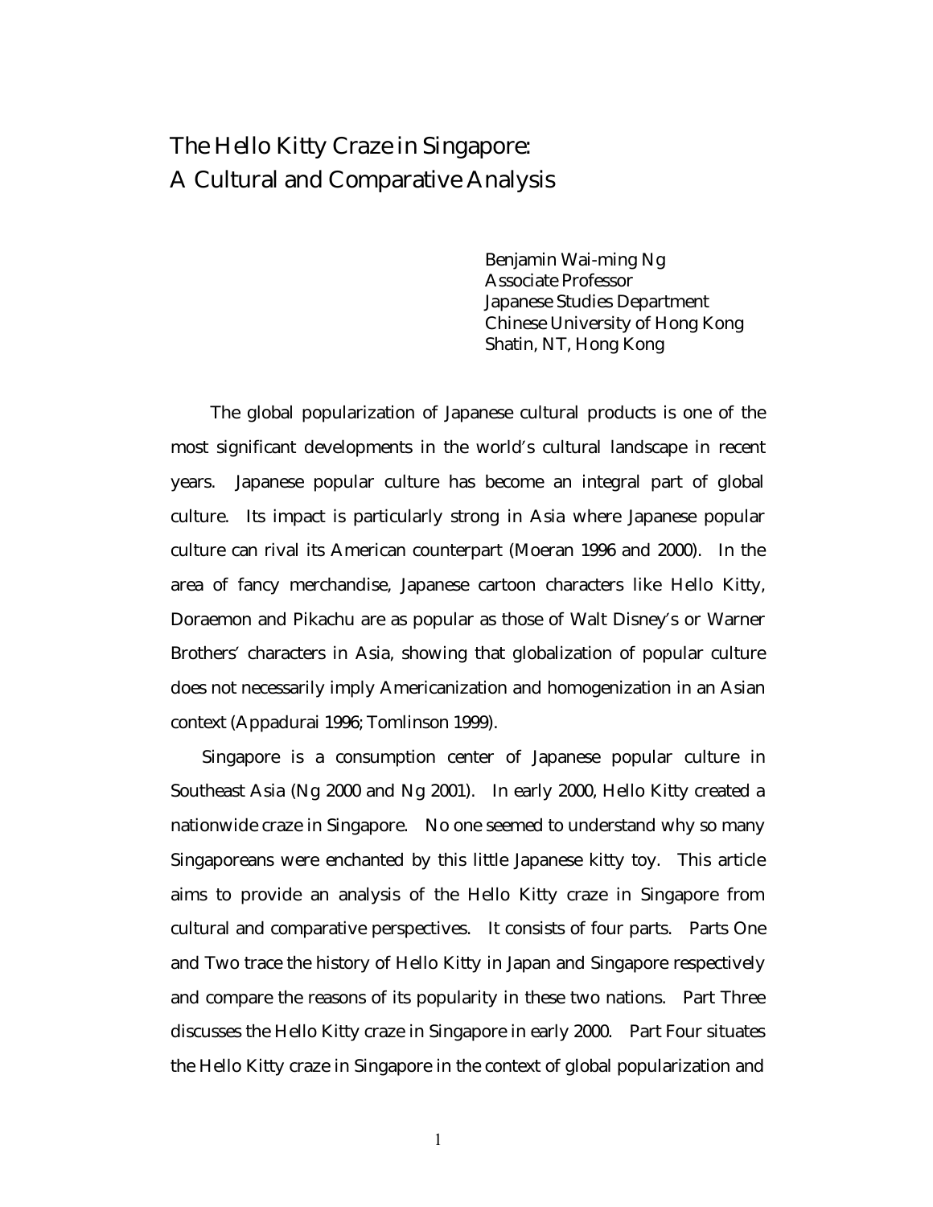# The Hello Kitty Craze in Singapore: A Cultural and Comparative Analysis

Benjamin Wai-ming Ng
Associate Professor
Japanese Studies Department
Chinese University of Hong Kong
Shatin, NT, Hong Kong

The global popularization of Japanese cultural products is one of the most significant developments in the world's cultural landscape in recent years. Japanese popular culture has become an integral part of global culture. Its impact is particularly strong in Asia where Japanese popular culture can rival its American counterpart (Moeran 1996 and 2000). In the area of fancy merchandise, Japanese cartoon characters like Hello Kitty, Doraemon and Pikachu are as popular as those of Walt Disney's or Warner Brothers' characters in Asia, showing that globalization of popular culture does not necessarily imply Americanization and homogenization in an Asian context (Appadurai 1996; Tomlinson 1999).

Singapore is a consumption center of Japanese popular culture in Southeast Asia (Ng 2000 and Ng 2001). In early 2000, Hello Kitty created a nationwide craze in Singapore. No one seemed to understand why so many Singaporeans were enchanted by this little Japanese kitty toy. This article aims to provide an analysis of the Hello Kitty craze in Singapore from cultural and comparative perspectives. It consists of four parts. Parts One and Two trace the history of Hello Kitty in Japan and Singapore respectively and compare the reasons of its popularity in these two nations. Part Three discusses the Hello Kitty craze in Singapore in early 2000. Part Four situates the Hello Kitty craze in Singapore in the context of global popularization and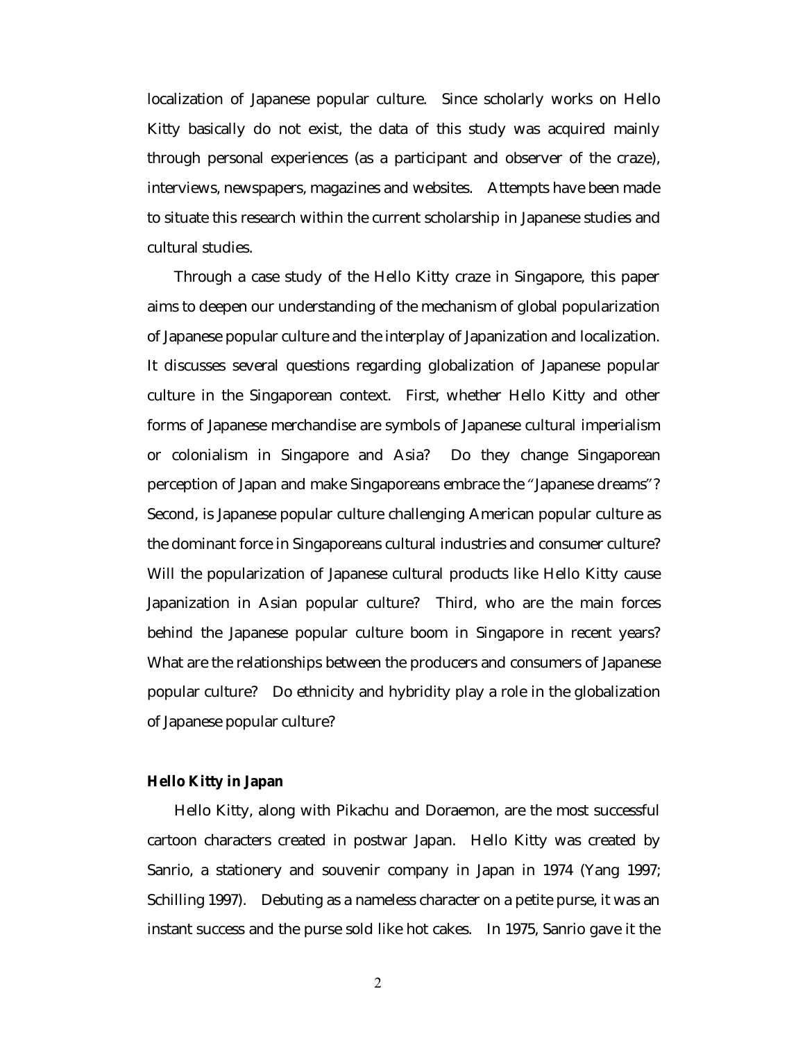localization of Japanese popular culture. Since scholarly works on Hello Kitty basically do not exist, the data of this study was acquired mainly through personal experiences (as a participant and observer of the craze), interviews, newspapers, magazines and websites. Attempts have been made to situate this research within the current scholarship in Japanese studies and cultural studies.

Through a case study of the Hello Kitty craze in Singapore, this paper aims to deepen our understanding of the mechanism of global popularization of Japanese popular culture and the interplay of Japanization and localization. It discusses several questions regarding globalization of Japanese popular culture in the Singaporean context. First, whether Hello Kitty and other forms of Japanese merchandise are symbols of Japanese cultural imperialism or colonialism in Singapore and Asia? Do they change Singaporean perception of Japan and make Singaporeans embrace the "Japanese dreams"? Second, is Japanese popular culture challenging American popular culture as the dominant force in Singaporeans cultural industries and consumer culture? Will the popularization of Japanese cultural products like Hello Kitty cause Japanization in Asian popular culture? Third, who are the main forces behind the Japanese popular culture boom in Singapore in recent years? What are the relationships between the producers and consumers of Japanese popular culture? Do ethnicity and hybridity play a role in the globalization of Japanese popular culture?

**Hello Kitty in Japan**

Hello Kitty, along with Pikachu and Doraemon, are the most successful cartoon characters created in postwar Japan. Hello Kitty was created by Sanrio, a stationery and souvenir company in Japan in 1974 (Yang 1997; Schilling 1997). Debuting as a nameless character on a petite purse, it was an instant success and the purse sold like hot cakes. In 1975, Sanrio gave it the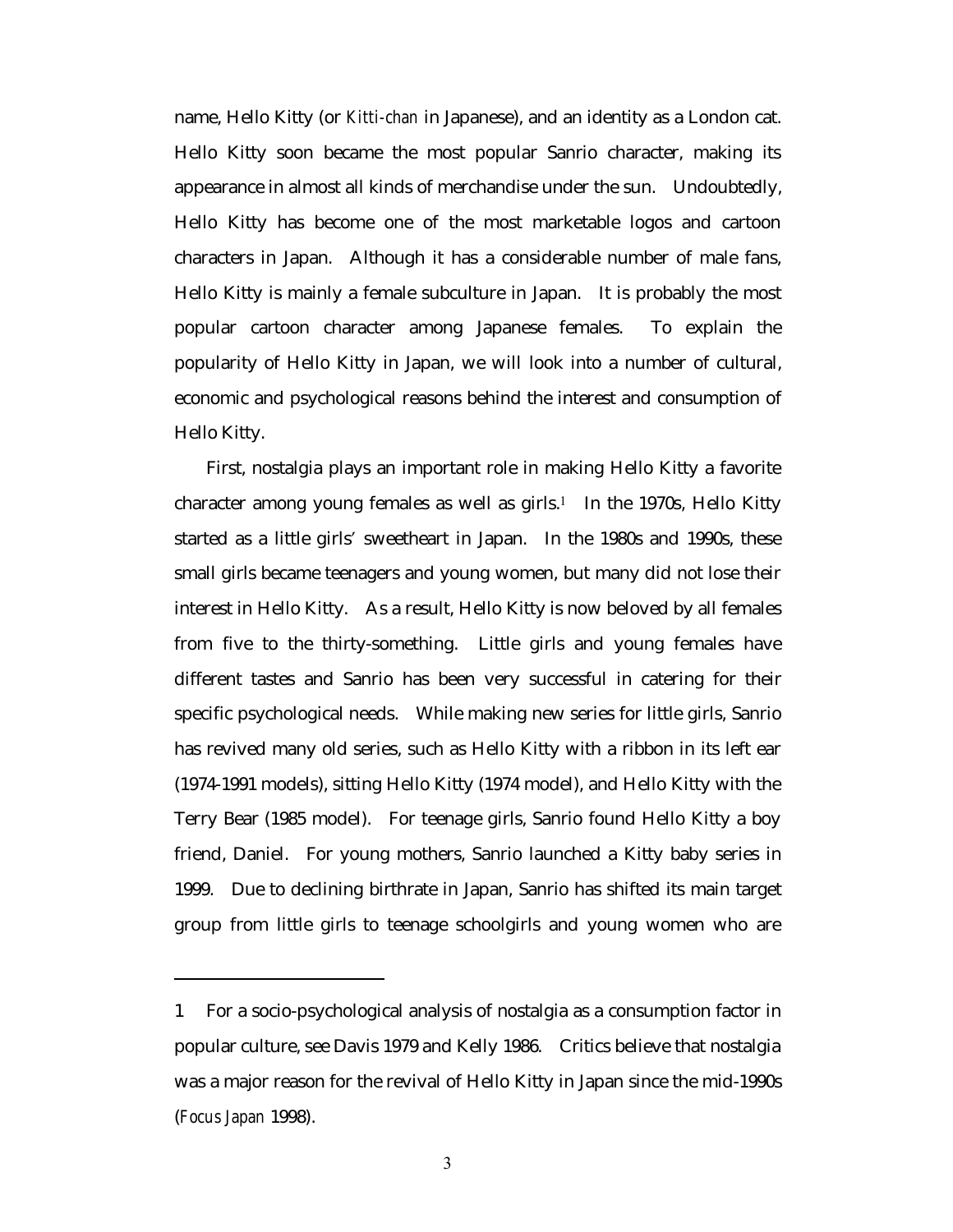name, Hello Kitty (or *Kitti-chan* in Japanese), and an identity as a London cat. Hello Kitty soon became the most popular Sanrio character, making its appearance in almost all kinds of merchandise under the sun. Undoubtedly, Hello Kitty has become one of the most marketable logos and cartoon characters in Japan. Although it has a considerable number of male fans, Hello Kitty is mainly a female subculture in Japan. It is probably the most popular cartoon character among Japanese females. To explain the popularity of Hello Kitty in Japan, we will look into a number of cultural, economic and psychological reasons behind the interest and consumption of Hello Kitty.

First, nostalgia plays an important role in making Hello Kitty a favorite character among young females as well as girls.[1] In the 1970s, Hello Kitty started as a little girls' sweetheart in Japan. In the 1980s and 1990s, these small girls became teenagers and young women, but many did not lose their interest in Hello Kitty. As a result, Hello Kitty is now beloved by all females from five to the thirty-something. Little girls and young females have different tastes and Sanrio has been very successful in catering for their specific psychological needs. While making new series for little girls, Sanrio has revived many old series, such as Hello Kitty with a ribbon in its left ear (1974-1991 models), sitting Hello Kitty (1974 model), and Hello Kitty with the Terry Bear (1985 model). For teenage girls, Sanrio found Hello Kitty a boy friend, Daniel. For young mothers, Sanrio launched a Kitty baby series in 1999. Due to declining birthrate in Japan, Sanrio has shifted its main target group from little girls to teenage schoolgirls and young women who are

---

1 For a socio-psychological analysis of nostalgia as a consumption factor in popular culture, see Davis 1979 and Kelly 1986. Critics believe that nostalgia was a major reason for the revival of Hello Kitty in Japan since the mid-1990s (*Focus Japan* 1998).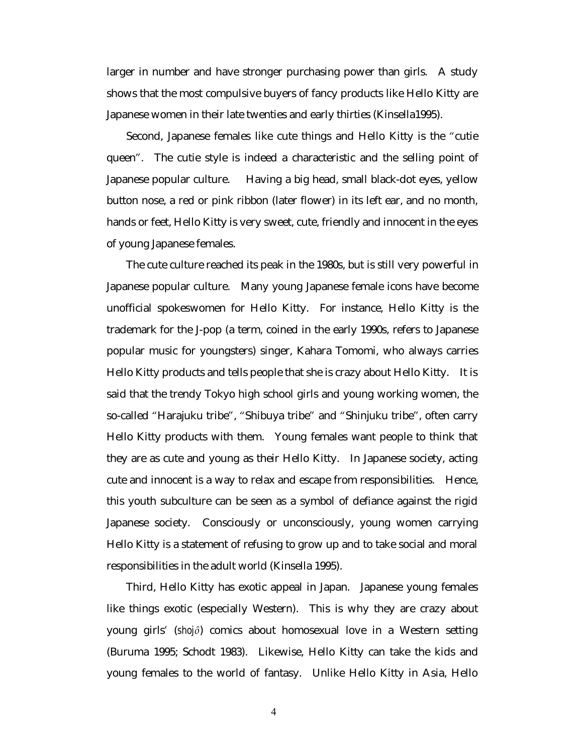larger in number and have stronger purchasing power than girls. A study shows that the most compulsive buyers of fancy products like Hello Kitty are Japanese women in their late twenties and early thirties (Kinsella1995).

Second, Japanese females like cute things and Hello Kitty is the "cutie queen". The cutie style is indeed a characteristic and the selling point of Japanese popular culture. Having a big head, small black-dot eyes, yellow button nose, a red or pink ribbon (later flower) in its left ear, and no month, hands or feet, Hello Kitty is very sweet, cute, friendly and innocent in the eyes of young Japanese females.

The cute culture reached its peak in the 1980s, but is still very powerful in Japanese popular culture. Many young Japanese female icons have become unofficial spokeswomen for Hello Kitty. For instance, Hello Kitty is the trademark for the J-pop (a term, coined in the early 1990s, refers to Japanese popular music for youngsters) singer, Kahara Tomomi, who always carries Hello Kitty products and tells people that she is crazy about Hello Kitty. It is said that the trendy Tokyo high school girls and young working women, the so-called "Harajuku tribe", "Shibuya tribe" and "Shinjuku tribe", often carry Hello Kitty products with them. Young females want people to think that they are as cute and young as their Hello Kitty. In Japanese society, acting cute and innocent is a way to relax and escape from responsibilities. Hence, this youth subculture can be seen as a symbol of defiance against the rigid Japanese society. Consciously or unconsciously, young women carrying Hello Kitty is a statement of refusing to grow up and to take social and moral responsibilities in the adult world (Kinsella 1995).

Third, Hello Kitty has exotic appeal in Japan. Japanese young females like things exotic (especially Western). This is why they are crazy about young girls' (*shojô*) comics about homosexual love in a Western setting (Buruma 1995; Schodt 1983). Likewise, Hello Kitty can take the kids and young females to the world of fantasy. Unlike Hello Kitty in Asia, Hello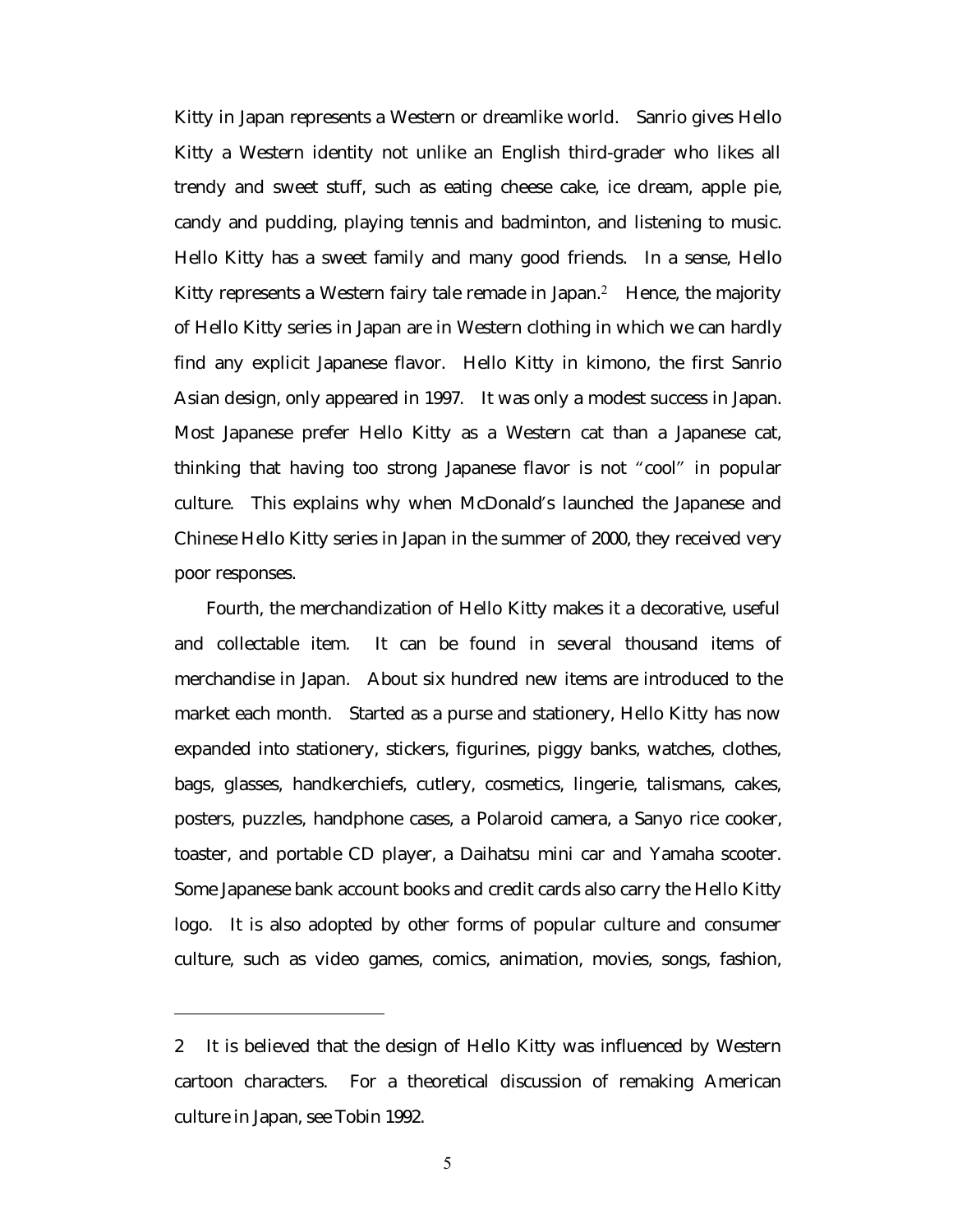Kitty in Japan represents a Western or dreamlike world. Sanrio gives Hello Kitty a Western identity not unlike an English third-grader who likes all trendy and sweet stuff, such as eating cheese cake, ice dream, apple pie, candy and pudding, playing tennis and badminton, and listening to music. Hello Kitty has a sweet family and many good friends. In a sense, Hello Kitty represents a Western fairy tale remade in Japan.[2] Hence, the majority of Hello Kitty series in Japan are in Western clothing in which we can hardly find any explicit Japanese flavor. Hello Kitty in kimono, the first Sanrio Asian design, only appeared in 1997. It was only a modest success in Japan. Most Japanese prefer Hello Kitty as a Western cat than a Japanese cat, thinking that having too strong Japanese flavor is not "cool" in popular culture. This explains why when McDonald's launched the Japanese and Chinese Hello Kitty series in Japan in the summer of 2000, they received very poor responses.

Fourth, the merchandization of Hello Kitty makes it a decorative, useful and collectable item. It can be found in several thousand items of merchandise in Japan. About six hundred new items are introduced to the market each month. Started as a purse and stationery, Hello Kitty has now expanded into stationery, stickers, figurines, piggy banks, watches, clothes, bags, glasses, handkerchiefs, cutlery, cosmetics, lingerie, talismans, cakes, posters, puzzles, handphone cases, a Polaroid camera, a Sanyo rice cooker, toaster, and portable CD player, a Daihatsu mini car and Yamaha scooter. Some Japanese bank account books and credit cards also carry the Hello Kitty logo. It is also adopted by other forms of popular culture and consumer culture, such as video games, comics, animation, movies, songs, fashion,

---

2 It is believed that the design of Hello Kitty was influenced by Western cartoon characters. For a theoretical discussion of remaking American culture in Japan, see Tobin 1992.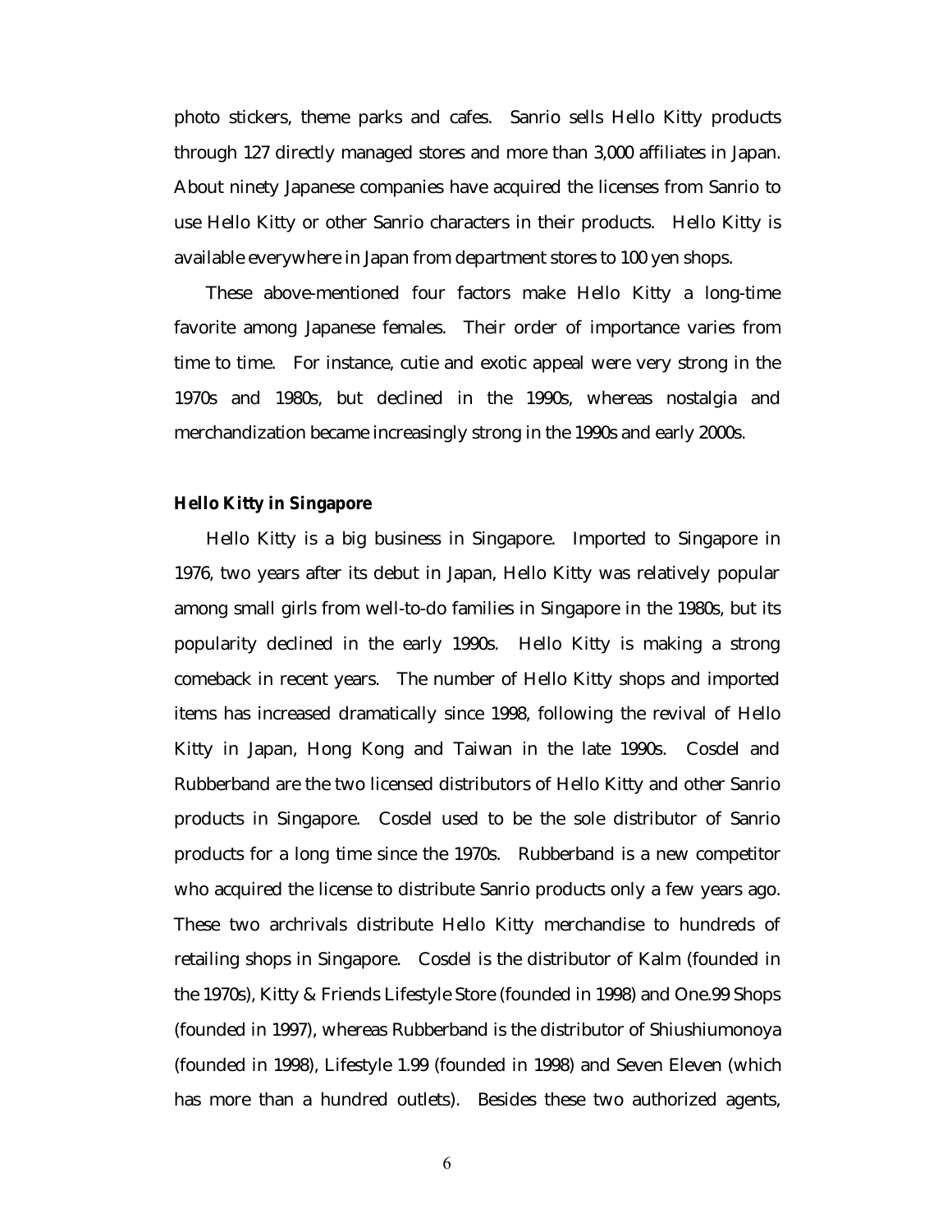photo stickers, theme parks and cafes. Sanrio sells Hello Kitty products through 127 directly managed stores and more than 3,000 affiliates in Japan. About ninety Japanese companies have acquired the licenses from Sanrio to use Hello Kitty or other Sanrio characters in their products. Hello Kitty is available everywhere in Japan from department stores to 100 yen shops.

These above-mentioned four factors make Hello Kitty a long-time favorite among Japanese females. Their order of importance varies from time to time. For instance, cutie and exotic appeal were very strong in the 1970s and 1980s, but declined in the 1990s, whereas nostalgia and merchandization became increasingly strong in the 1990s and early 2000s.

**Hello Kitty in Singapore**

Hello Kitty is a big business in Singapore. Imported to Singapore in 1976, two years after its debut in Japan, Hello Kitty was relatively popular among small girls from well-to-do families in Singapore in the 1980s, but its popularity declined in the early 1990s. Hello Kitty is making a strong comeback in recent years. The number of Hello Kitty shops and imported items has increased dramatically since 1998, following the revival of Hello Kitty in Japan, Hong Kong and Taiwan in the late 1990s. Cosdel and Rubberband are the two licensed distributors of Hello Kitty and other Sanrio products in Singapore. Cosdel used to be the sole distributor of Sanrio products for a long time since the 1970s. Rubberband is a new competitor who acquired the license to distribute Sanrio products only a few years ago. These two archrivals distribute Hello Kitty merchandise to hundreds of retailing shops in Singapore. Cosdel is the distributor of Kalm (founded in the 1970s), Kitty & Friends Lifestyle Store (founded in 1998) and One.99 Shops (founded in 1997), whereas Rubberband is the distributor of Shiushiumonoya (founded in 1998), Lifestyle 1.99 (founded in 1998) and Seven Eleven (which has more than a hundred outlets). Besides these two authorized agents,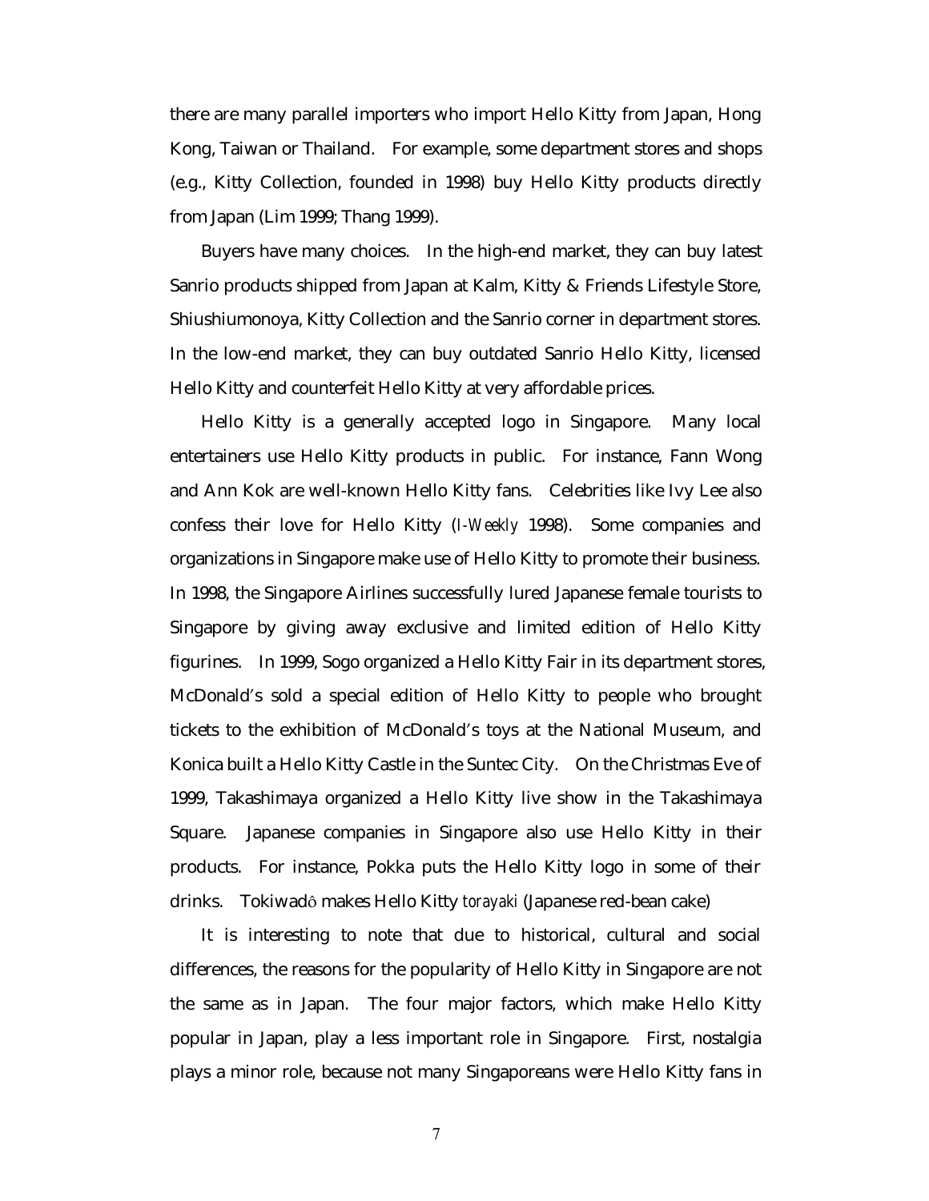there are many parallel importers who import Hello Kitty from Japan, Hong Kong, Taiwan or Thailand. For example, some department stores and shops (e.g., Kitty Collection, founded in 1998) buy Hello Kitty products directly from Japan (Lim 1999; Thang 1999).

Buyers have many choices. In the high-end market, they can buy latest Sanrio products shipped from Japan at Kalm, Kitty & Friends Lifestyle Store, Shiushiumonoya, Kitty Collection and the Sanrio corner in department stores. In the low-end market, they can buy outdated Sanrio Hello Kitty, licensed Hello Kitty and counterfeit Hello Kitty at very affordable prices.

Hello Kitty is a generally accepted logo in Singapore. Many local entertainers use Hello Kitty products in public. For instance, Fann Wong and Ann Kok are well-known Hello Kitty fans. Celebrities like Ivy Lee also confess their love for Hello Kitty (*I-Weekly* 1998). Some companies and organizations in Singapore make use of Hello Kitty to promote their business. In 1998, the Singapore Airlines successfully lured Japanese female tourists to Singapore by giving away exclusive and limited edition of Hello Kitty figurines. In 1999, Sogo organized a Hello Kitty Fair in its department stores, McDonald's sold a special edition of Hello Kitty to people who brought tickets to the exhibition of McDonald's toys at the National Museum, and Konica built a Hello Kitty Castle in the Suntec City. On the Christmas Eve of 1999, Takashimaya organized a Hello Kitty live show in the Takashimaya Square. Japanese companies in Singapore also use Hello Kitty in their products. For instance, Pokka puts the Hello Kitty logo in some of their drinks. Tokiwadô makes Hello Kitty *torayaki* (Japanese red-bean cake)

It is interesting to note that due to historical, cultural and social differences, the reasons for the popularity of Hello Kitty in Singapore are not the same as in Japan. The four major factors, which make Hello Kitty popular in Japan, play a less important role in Singapore. First, nostalgia plays a minor role, because not many Singaporeans were Hello Kitty fans in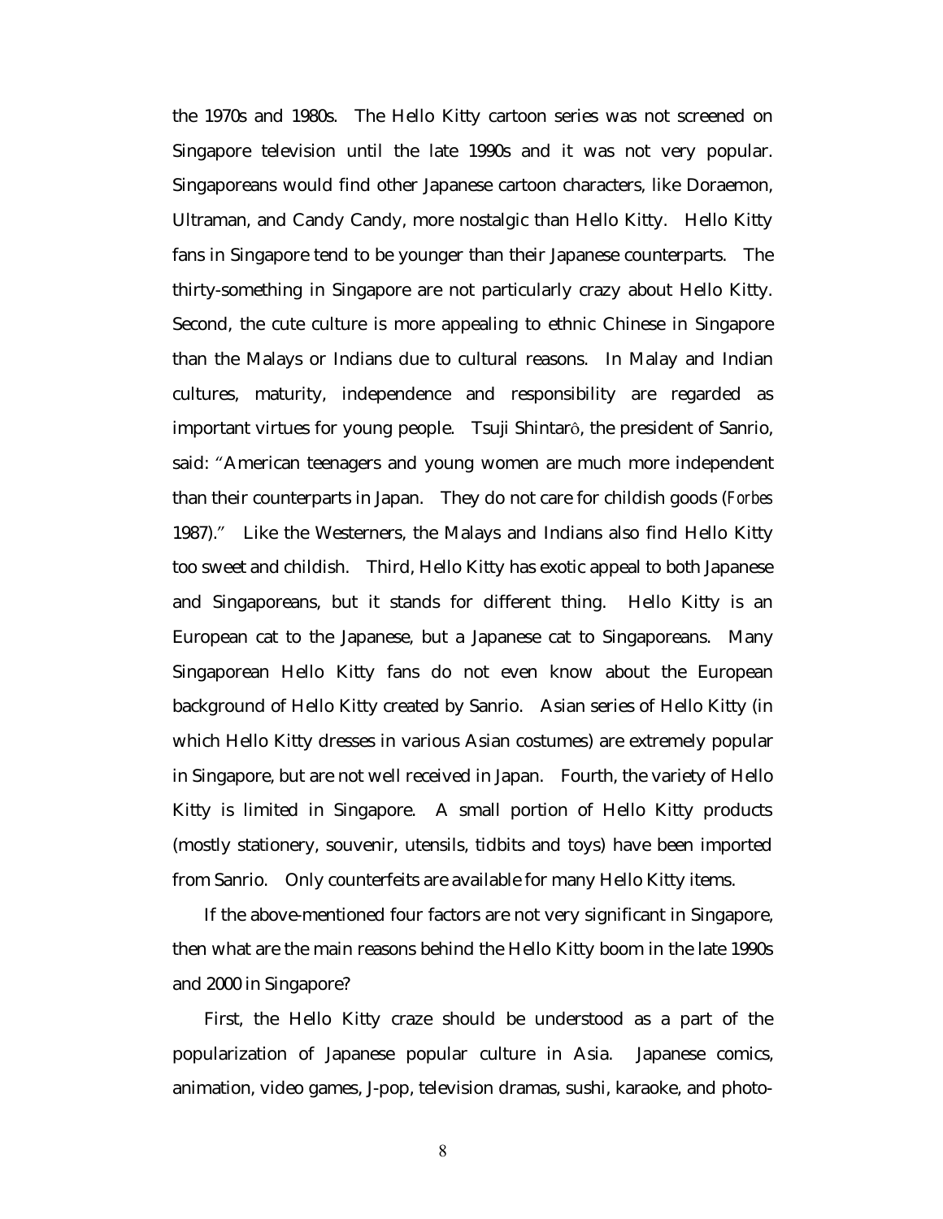the 1970s and 1980s. The Hello Kitty cartoon series was not screened on Singapore television until the late 1990s and it was not very popular. Singaporeans would find other Japanese cartoon characters, like Doraemon, Ultraman, and Candy Candy, more nostalgic than Hello Kitty. Hello Kitty fans in Singapore tend to be younger than their Japanese counterparts. The thirty-something in Singapore are not particularly crazy about Hello Kitty. Second, the cute culture is more appealing to ethnic Chinese in Singapore than the Malays or Indians due to cultural reasons. In Malay and Indian cultures, maturity, independence and responsibility are regarded as important virtues for young people. Tsuji Shintarô, the president of Sanrio, said: "American teenagers and young women are much more independent than their counterparts in Japan. They do not care for childish goods (*Forbes* 1987)." Like the Westerners, the Malays and Indians also find Hello Kitty too sweet and childish. Third, Hello Kitty has exotic appeal to both Japanese and Singaporeans, but it stands for different thing. Hello Kitty is an European cat to the Japanese, but a Japanese cat to Singaporeans. Many Singaporean Hello Kitty fans do not even know about the European background of Hello Kitty created by Sanrio. Asian series of Hello Kitty (in which Hello Kitty dresses in various Asian costumes) are extremely popular in Singapore, but are not well received in Japan. Fourth, the variety of Hello Kitty is limited in Singapore. A small portion of Hello Kitty products (mostly stationery, souvenir, utensils, tidbits and toys) have been imported from Sanrio. Only counterfeits are available for many Hello Kitty items.

If the above-mentioned four factors are not very significant in Singapore, then what are the main reasons behind the Hello Kitty boom in the late 1990s and 2000 in Singapore?

First, the Hello Kitty craze should be understood as a part of the popularization of Japanese popular culture in Asia. Japanese comics, animation, video games, J-pop, television dramas, sushi, karaoke, and photo-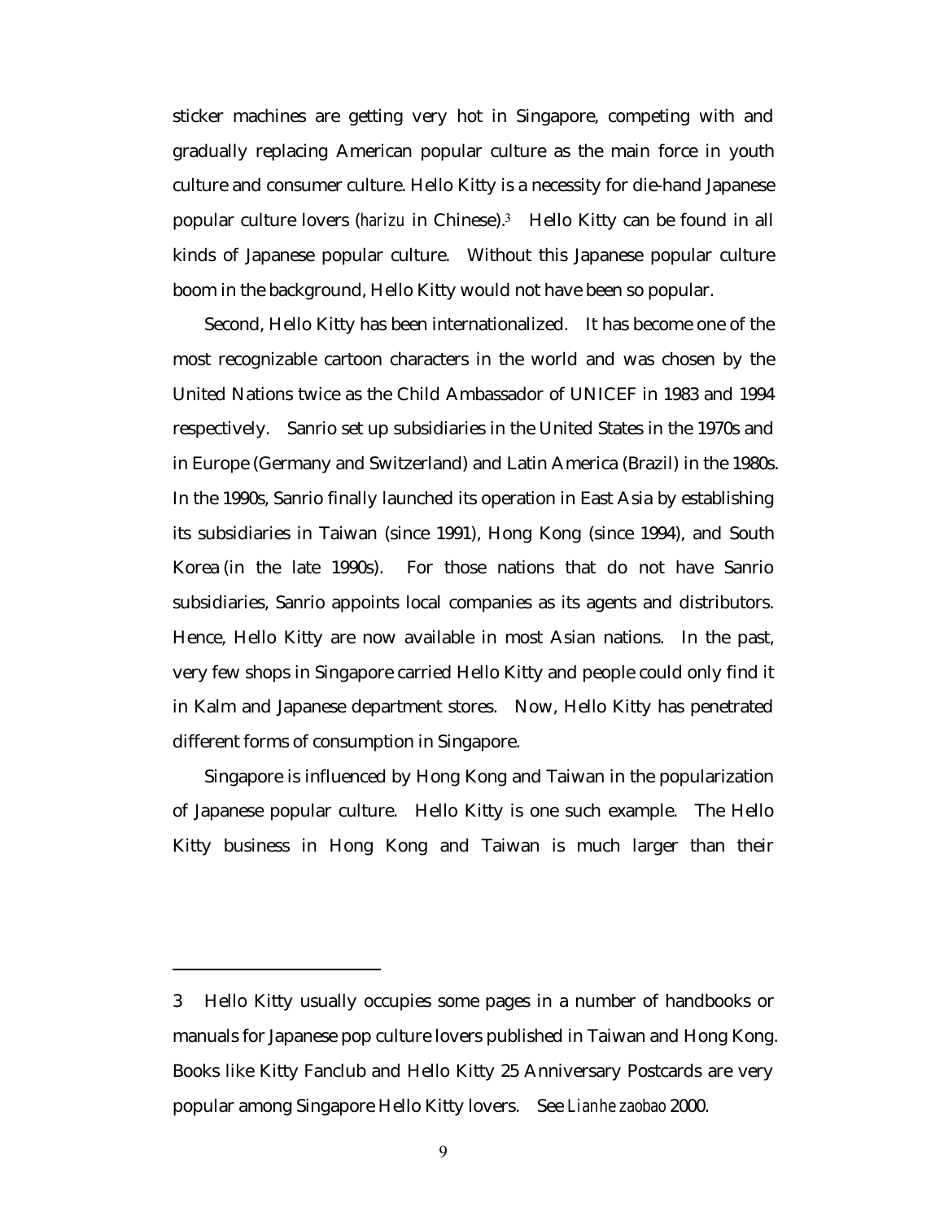sticker machines are getting very hot in Singapore, competing with and gradually replacing American popular culture as the main force in youth culture and consumer culture. Hello Kitty is a necessity for die-hand Japanese popular culture lovers (*harizu* in Chinese).[3] Hello Kitty can be found in all kinds of Japanese popular culture. Without this Japanese popular culture boom in the background, Hello Kitty would not have been so popular.

Second, Hello Kitty has been internationalized. It has become one of the most recognizable cartoon characters in the world and was chosen by the United Nations twice as the Child Ambassador of UNICEF in 1983 and 1994 respectively. Sanrio set up subsidiaries in the United States in the 1970s and in Europe (Germany and Switzerland) and Latin America (Brazil) in the 1980s. In the 1990s, Sanrio finally launched its operation in East Asia by establishing its subsidiaries in Taiwan (since 1991), Hong Kong (since 1994), and South Korea (in the late 1990s). For those nations that do not have Sanrio subsidiaries, Sanrio appoints local companies as its agents and distributors. Hence, Hello Kitty are now available in most Asian nations. In the past, very few shops in Singapore carried Hello Kitty and people could only find it in Kalm and Japanese department stores. Now, Hello Kitty has penetrated different forms of consumption in Singapore.

Singapore is influenced by Hong Kong and Taiwan in the popularization of Japanese popular culture. Hello Kitty is one such example. The Hello Kitty business in Hong Kong and Taiwan is much larger than their

---

3 Hello Kitty usually occupies some pages in a number of handbooks or manuals for Japanese pop culture lovers published in Taiwan and Hong Kong. Books like Kitty Fanclub and Hello Kitty 25 Anniversary Postcards are very popular among Singapore Hello Kitty lovers. See *Lianhe zaobao* 2000.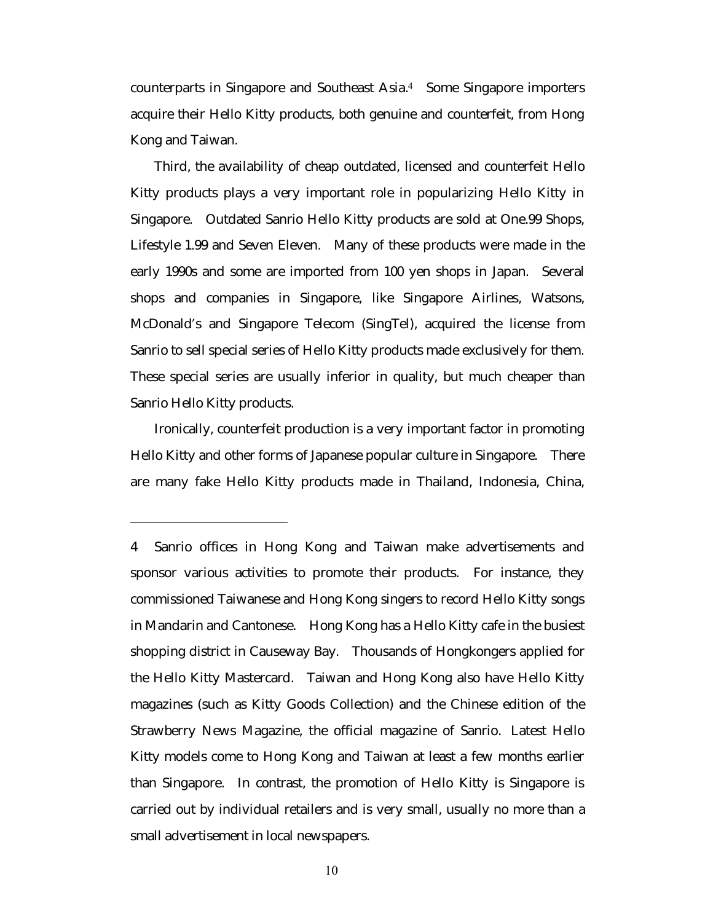counterparts in Singapore and Southeast Asia.[4] Some Singapore importers acquire their Hello Kitty products, both genuine and counterfeit, from Hong Kong and Taiwan.

Third, the availability of cheap outdated, licensed and counterfeit Hello Kitty products plays a very important role in popularizing Hello Kitty in Singapore. Outdated Sanrio Hello Kitty products are sold at One.99 Shops, Lifestyle 1.99 and Seven Eleven. Many of these products were made in the early 1990s and some are imported from 100 yen shops in Japan. Several shops and companies in Singapore, like Singapore Airlines, Watsons, McDonald's and Singapore Telecom (SingTel), acquired the license from Sanrio to sell special series of Hello Kitty products made exclusively for them. These special series are usually inferior in quality, but much cheaper than Sanrio Hello Kitty products.

Ironically, counterfeit production is a very important factor in promoting Hello Kitty and other forms of Japanese popular culture in Singapore. There are many fake Hello Kitty products made in Thailand, Indonesia, China,

---

4 Sanrio offices in Hong Kong and Taiwan make advertisements and sponsor various activities to promote their products. For instance, they commissioned Taiwanese and Hong Kong singers to record Hello Kitty songs in Mandarin and Cantonese. Hong Kong has a Hello Kitty cafe in the busiest shopping district in Causeway Bay. Thousands of Hongkongers applied for the Hello Kitty Mastercard. Taiwan and Hong Kong also have Hello Kitty magazines (such as Kitty Goods Collection) and the Chinese edition of the Strawberry News Magazine, the official magazine of Sanrio. Latest Hello Kitty models come to Hong Kong and Taiwan at least a few months earlier than Singapore. In contrast, the promotion of Hello Kitty is Singapore is carried out by individual retailers and is very small, usually no more than a small advertisement in local newspapers.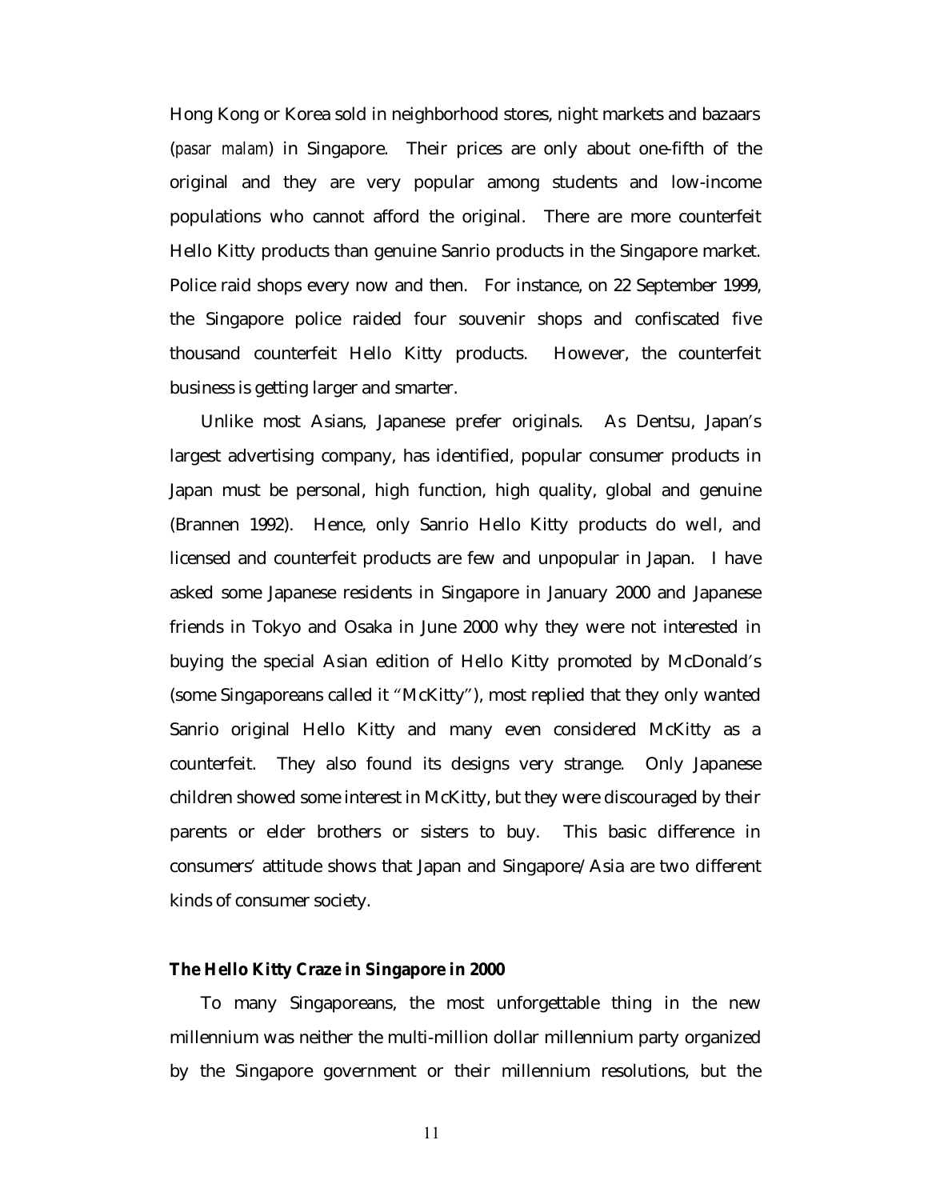Hong Kong or Korea sold in neighborhood stores, night markets and bazaars (*pasar malam*) in Singapore. Their prices are only about one-fifth of the original and they are very popular among students and low-income populations who cannot afford the original. There are more counterfeit Hello Kitty products than genuine Sanrio products in the Singapore market. Police raid shops every now and then. For instance, on 22 September 1999, the Singapore police raided four souvenir shops and confiscated five thousand counterfeit Hello Kitty products. However, the counterfeit business is getting larger and smarter.

Unlike most Asians, Japanese prefer originals. As Dentsu, Japan's largest advertising company, has identified, popular consumer products in Japan must be personal, high function, high quality, global and genuine (Brannen 1992). Hence, only Sanrio Hello Kitty products do well, and licensed and counterfeit products are few and unpopular in Japan. I have asked some Japanese residents in Singapore in January 2000 and Japanese friends in Tokyo and Osaka in June 2000 why they were not interested in buying the special Asian edition of Hello Kitty promoted by McDonald's (some Singaporeans called it "McKitty"), most replied that they only wanted Sanrio original Hello Kitty and many even considered McKitty as a counterfeit. They also found its designs very strange. Only Japanese children showed some interest in McKitty, but they were discouraged by their parents or elder brothers or sisters to buy. This basic difference in consumers' attitude shows that Japan and Singapore/Asia are two different kinds of consumer society.

**The Hello Kitty Craze in Singapore in 2000**

To many Singaporeans, the most unforgettable thing in the new millennium was neither the multi-million dollar millennium party organized by the Singapore government or their millennium resolutions, but the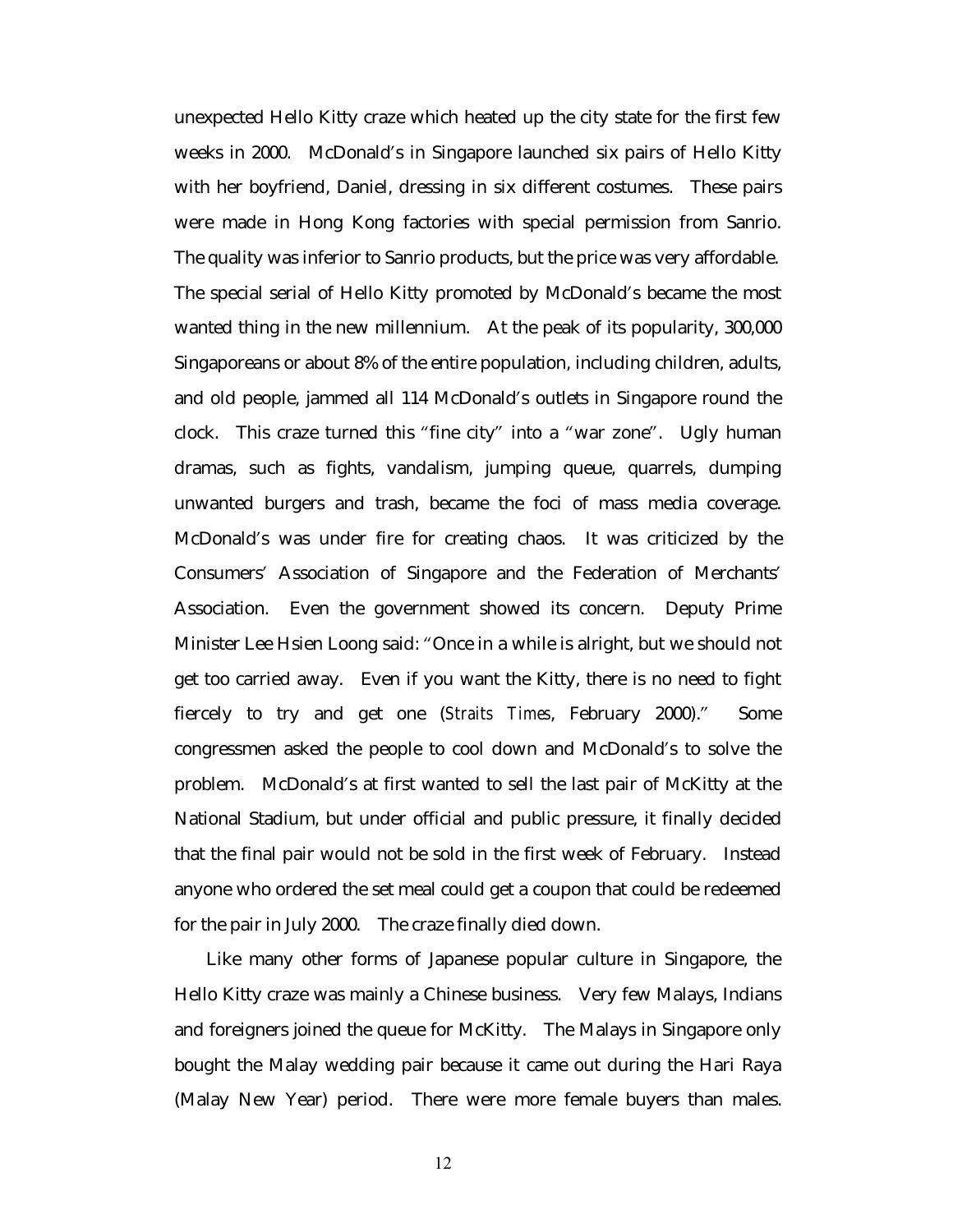unexpected Hello Kitty craze which heated up the city state for the first few weeks in 2000. McDonald's in Singapore launched six pairs of Hello Kitty with her boyfriend, Daniel, dressing in six different costumes. These pairs were made in Hong Kong factories with special permission from Sanrio. The quality was inferior to Sanrio products, but the price was very affordable. The special serial of Hello Kitty promoted by McDonald's became the most wanted thing in the new millennium. At the peak of its popularity, 300,000 Singaporeans or about 8% of the entire population, including children, adults, and old people, jammed all 114 McDonald's outlets in Singapore round the clock. This craze turned this "fine city" into a "war zone". Ugly human dramas, such as fights, vandalism, jumping queue, quarrels, dumping unwanted burgers and trash, became the foci of mass media coverage. McDonald's was under fire for creating chaos. It was criticized by the Consumers' Association of Singapore and the Federation of Merchants' Association. Even the government showed its concern. Deputy Prime Minister Lee Hsien Loong said: "Once in a while is alright, but we should not get too carried away. Even if you want the Kitty, there is no need to fight fiercely to try and get one (*Straits Times*, February 2000)." Some congressmen asked the people to cool down and McDonald's to solve the problem. McDonald's at first wanted to sell the last pair of McKitty at the National Stadium, but under official and public pressure, it finally decided that the final pair would not be sold in the first week of February. Instead anyone who ordered the set meal could get a coupon that could be redeemed for the pair in July 2000. The craze finally died down.

Like many other forms of Japanese popular culture in Singapore, the Hello Kitty craze was mainly a Chinese business. Very few Malays, Indians and foreigners joined the queue for McKitty. The Malays in Singapore only bought the Malay wedding pair because it came out during the Hari Raya (Malay New Year) period. There were more female buyers than males.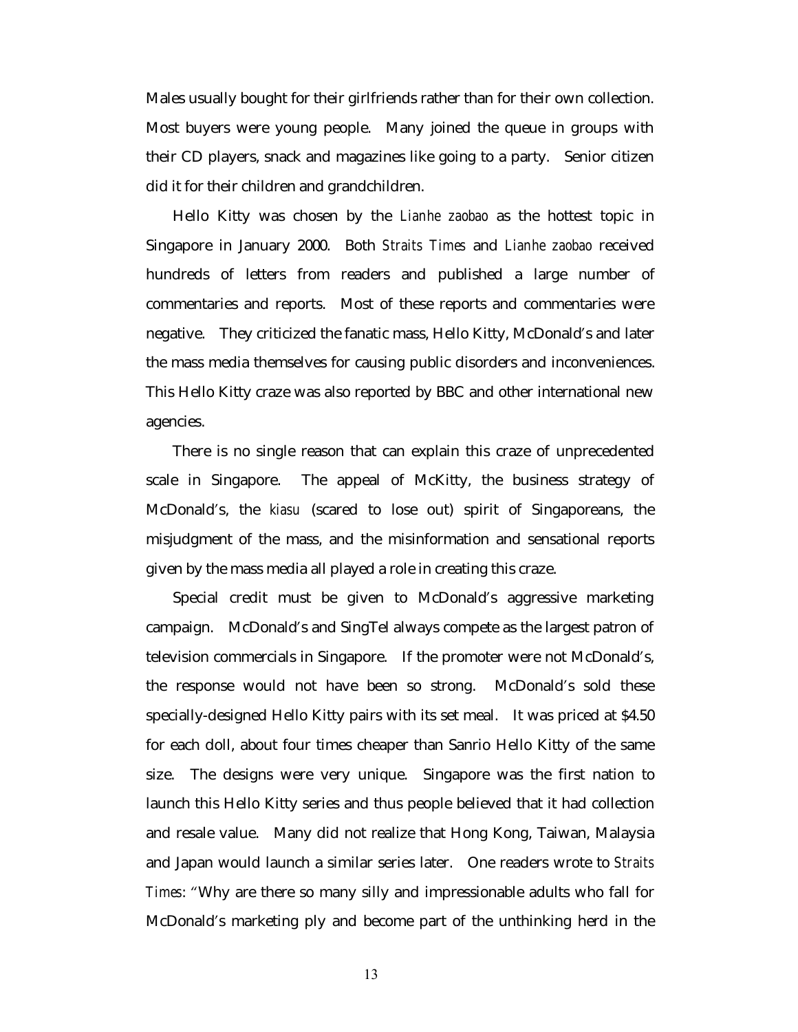Males usually bought for their girlfriends rather than for their own collection. Most buyers were young people. Many joined the queue in groups with their CD players, snack and magazines like going to a party. Senior citizen did it for their children and grandchildren.

Hello Kitty was chosen by the *Lianhe zaobao* as the hottest topic in Singapore in January 2000. Both *Straits Times* and *Lianhe zaobao* received hundreds of letters from readers and published a large number of commentaries and reports. Most of these reports and commentaries were negative. They criticized the fanatic mass, Hello Kitty, McDonald's and later the mass media themselves for causing public disorders and inconveniences. This Hello Kitty craze was also reported by BBC and other international new agencies.

There is no single reason that can explain this craze of unprecedented scale in Singapore. The appeal of McKitty, the business strategy of McDonald's, the *kiasu* (scared to lose out) spirit of Singaporeans, the misjudgment of the mass, and the misinformation and sensational reports given by the mass media all played a role in creating this craze.

Special credit must be given to McDonald's aggressive marketing campaign. McDonald's and SingTel always compete as the largest patron of television commercials in Singapore. If the promoter were not McDonald's, the response would not have been so strong. McDonald's sold these specially-designed Hello Kitty pairs with its set meal. It was priced at $4.50 for each doll, about four times cheaper than Sanrio Hello Kitty of the same size. The designs were very unique. Singapore was the first nation to launch this Hello Kitty series and thus people believed that it had collection and resale value. Many did not realize that Hong Kong, Taiwan, Malaysia and Japan would launch a similar series later. One readers wrote to *Straits Times*: "Why are there so many silly and impressionable adults who fall for McDonald's marketing ply and become part of the unthinking herd in the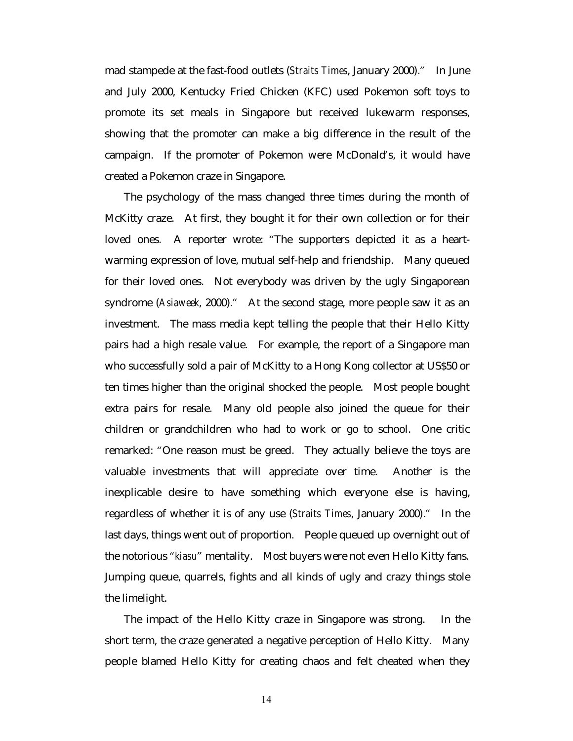mad stampede at the fast-food outlets (*Straits Times*, January 2000)." In June and July 2000, Kentucky Fried Chicken (KFC) used Pokemon soft toys to promote its set meals in Singapore but received lukewarm responses, showing that the promoter can make a big difference in the result of the campaign. If the promoter of Pokemon were McDonald's, it would have created a Pokemon craze in Singapore.

The psychology of the mass changed three times during the month of McKitty craze. At first, they bought it for their own collection or for their loved ones. A reporter wrote: "The supporters depicted it as a heart-warming expression of love, mutual self-help and friendship. Many queued for their loved ones. Not everybody was driven by the ugly Singaporean syndrome (*Asiaweek*, 2000)." At the second stage, more people saw it as an investment. The mass media kept telling the people that their Hello Kitty pairs had a high resale value. For example, the report of a Singapore man who successfully sold a pair of McKitty to a Hong Kong collector at US$50 or ten times higher than the original shocked the people. Most people bought extra pairs for resale. Many old people also joined the queue for their children or grandchildren who had to work or go to school. One critic remarked: "One reason must be greed. They actually believe the toys are valuable investments that will appreciate over time. Another is the inexplicable desire to have something which everyone else is having, regardless of whether it is of any use (*Straits Times*, January 2000)." In the last days, things went out of proportion. People queued up overnight out of the notorious "*kiasu*" mentality. Most buyers were not even Hello Kitty fans. Jumping queue, quarrels, fights and all kinds of ugly and crazy things stole the limelight.

The impact of the Hello Kitty craze in Singapore was strong. In the short term, the craze generated a negative perception of Hello Kitty. Many people blamed Hello Kitty for creating chaos and felt cheated when they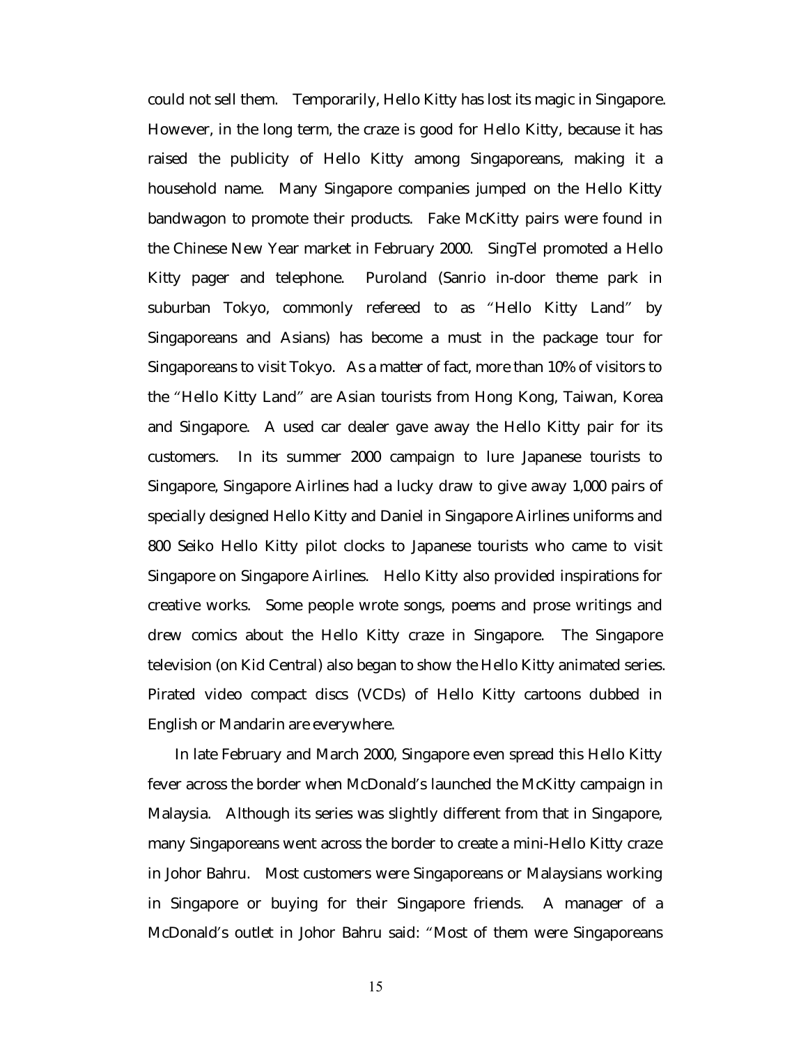could not sell them. Temporarily, Hello Kitty has lost its magic in Singapore. However, in the long term, the craze is good for Hello Kitty, because it has raised the publicity of Hello Kitty among Singaporeans, making it a household name. Many Singapore companies jumped on the Hello Kitty bandwagon to promote their products. Fake McKitty pairs were found in the Chinese New Year market in February 2000. SingTel promoted a Hello Kitty pager and telephone. Puroland (Sanrio in-door theme park in suburban Tokyo, commonly refereed to as "Hello Kitty Land" by Singaporeans and Asians) has become a must in the package tour for Singaporeans to visit Tokyo. As a matter of fact, more than 10% of visitors to the "Hello Kitty Land" are Asian tourists from Hong Kong, Taiwan, Korea and Singapore. A used car dealer gave away the Hello Kitty pair for its customers. In its summer 2000 campaign to lure Japanese tourists to Singapore, Singapore Airlines had a lucky draw to give away 1,000 pairs of specially designed Hello Kitty and Daniel in Singapore Airlines uniforms and 800 Seiko Hello Kitty pilot clocks to Japanese tourists who came to visit Singapore on Singapore Airlines. Hello Kitty also provided inspirations for creative works. Some people wrote songs, poems and prose writings and drew comics about the Hello Kitty craze in Singapore. The Singapore television (on Kid Central) also began to show the Hello Kitty animated series. Pirated video compact discs (VCDs) of Hello Kitty cartoons dubbed in English or Mandarin are everywhere.

In late February and March 2000, Singapore even spread this Hello Kitty fever across the border when McDonald's launched the McKitty campaign in Malaysia. Although its series was slightly different from that in Singapore, many Singaporeans went across the border to create a mini-Hello Kitty craze in Johor Bahru. Most customers were Singaporeans or Malaysians working in Singapore or buying for their Singapore friends. A manager of a McDonald's outlet in Johor Bahru said: "Most of them were Singaporeans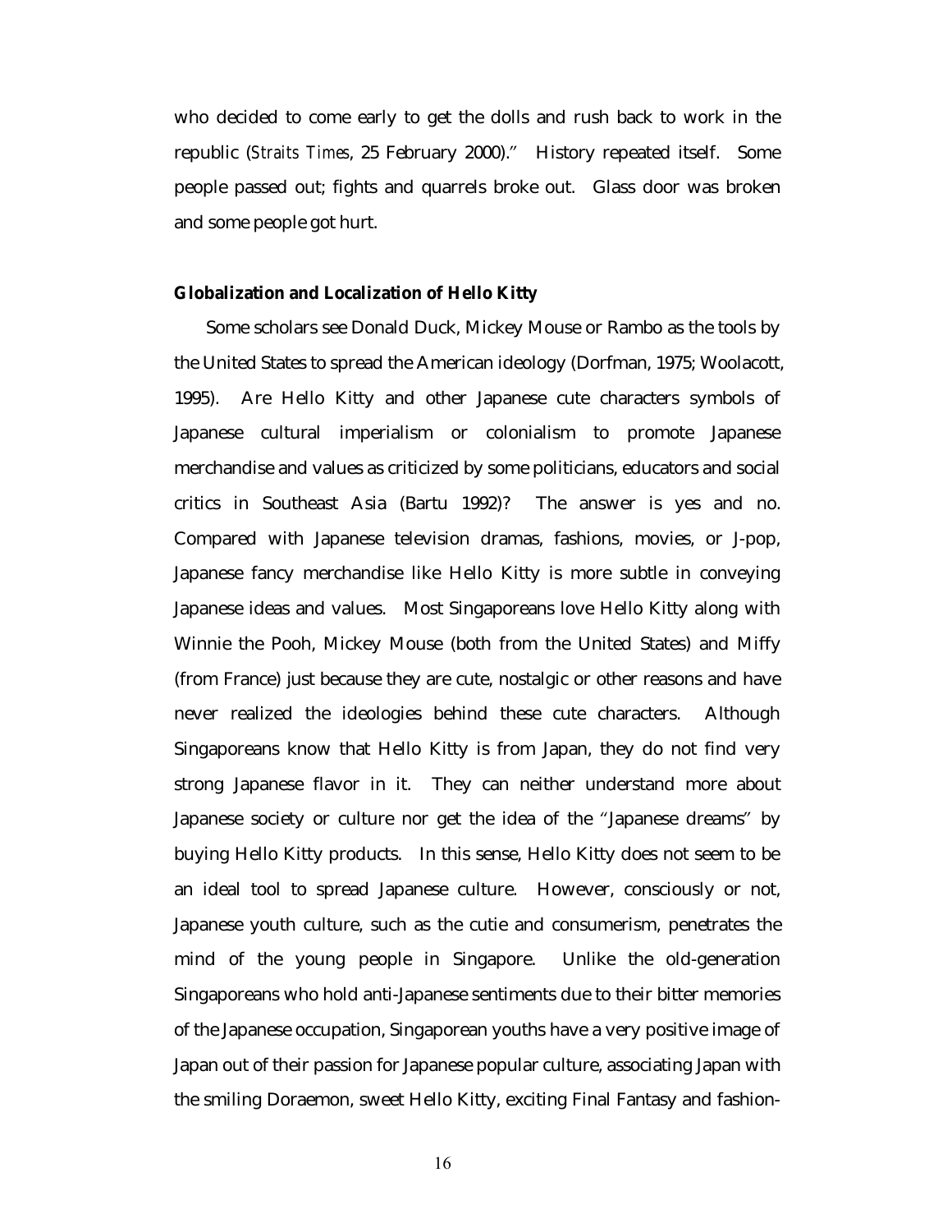who decided to come early to get the dolls and rush back to work in the republic (*Straits Times*, 25 February 2000)." History repeated itself. Some people passed out; fights and quarrels broke out. Glass door was broken and some people got hurt.

**Globalization and Localization of Hello Kitty**

Some scholars see Donald Duck, Mickey Mouse or Rambo as the tools by the United States to spread the American ideology (Dorfman, 1975; Woolacott, 1995). Are Hello Kitty and other Japanese cute characters symbols of Japanese cultural imperialism or colonialism to promote Japanese merchandise and values as criticized by some politicians, educators and social critics in Southeast Asia (Bartu 1992)? The answer is yes and no. Compared with Japanese television dramas, fashions, movies, or J-pop, Japanese fancy merchandise like Hello Kitty is more subtle in conveying Japanese ideas and values. Most Singaporeans love Hello Kitty along with Winnie the Pooh, Mickey Mouse (both from the United States) and Miffy (from France) just because they are cute, nostalgic or other reasons and have never realized the ideologies behind these cute characters. Although Singaporeans know that Hello Kitty is from Japan, they do not find very strong Japanese flavor in it. They can neither understand more about Japanese society or culture nor get the idea of the "Japanese dreams" by buying Hello Kitty products. In this sense, Hello Kitty does not seem to be an ideal tool to spread Japanese culture. However, consciously or not, Japanese youth culture, such as the cutie and consumerism, penetrates the mind of the young people in Singapore. Unlike the old-generation Singaporeans who hold anti-Japanese sentiments due to their bitter memories of the Japanese occupation, Singaporean youths have a very positive image of Japan out of their passion for Japanese popular culture, associating Japan with the smiling Doraemon, sweet Hello Kitty, exciting Final Fantasy and fashion-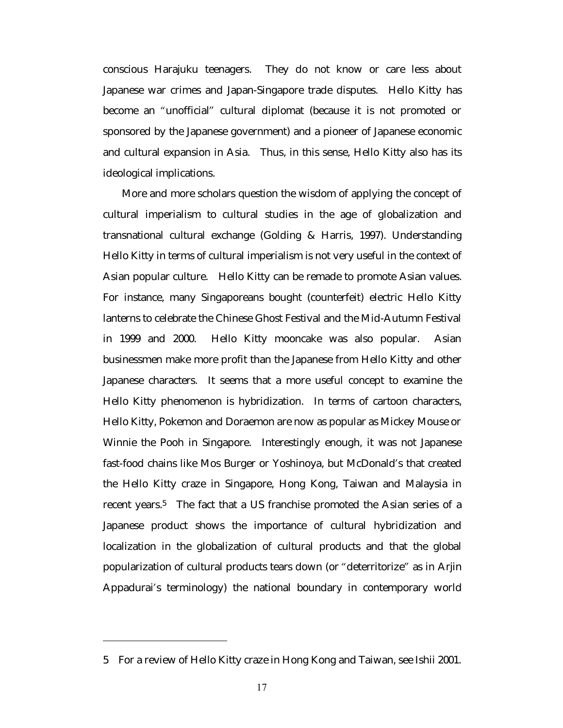conscious Harajuku teenagers. They do not know or care less about Japanese war crimes and Japan-Singapore trade disputes. Hello Kitty has become an "unofficial" cultural diplomat (because it is not promoted or sponsored by the Japanese government) and a pioneer of Japanese economic and cultural expansion in Asia. Thus, in this sense, Hello Kitty also has its ideological implications.

More and more scholars question the wisdom of applying the concept of cultural imperialism to cultural studies in the age of globalization and transnational cultural exchange (Golding & Harris, 1997). Understanding Hello Kitty in terms of cultural imperialism is not very useful in the context of Asian popular culture. Hello Kitty can be remade to promote Asian values. For instance, many Singaporeans bought (counterfeit) electric Hello Kitty lanterns to celebrate the Chinese Ghost Festival and the Mid-Autumn Festival in 1999 and 2000. Hello Kitty mooncake was also popular. Asian businessmen make more profit than the Japanese from Hello Kitty and other Japanese characters. It seems that a more useful concept to examine the Hello Kitty phenomenon is hybridization. In terms of cartoon characters, Hello Kitty, Pokemon and Doraemon are now as popular as Mickey Mouse or Winnie the Pooh in Singapore. Interestingly enough, it was not Japanese fast-food chains like Mos Burger or Yoshinoya, but McDonald's that created the Hello Kitty craze in Singapore, Hong Kong, Taiwan and Malaysia in recent years.[5] The fact that a US franchise promoted the Asian series of a Japanese product shows the importance of cultural hybridization and localization in the globalization of cultural products and that the global popularization of cultural products tears down (or "deterritorize" as in Arjin Appadurai's terminology) the national boundary in contemporary world

---

5 For a review of Hello Kitty craze in Hong Kong and Taiwan, see Ishii 2001.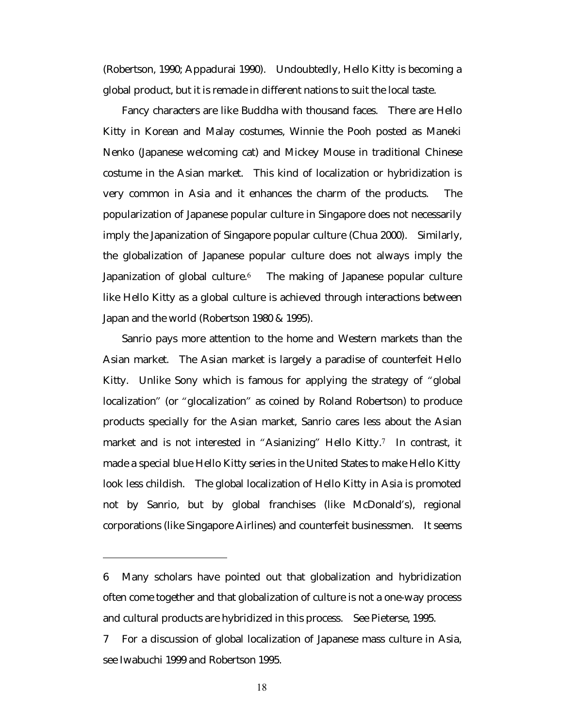(Robertson, 1990; Appadurai 1990). Undoubtedly, Hello Kitty is becoming a global product, but it is remade in different nations to suit the local taste.

Fancy characters are like Buddha with thousand faces. There are Hello Kitty in Korean and Malay costumes, Winnie the Pooh posted as Maneki Nenko (Japanese welcoming cat) and Mickey Mouse in traditional Chinese costume in the Asian market. This kind of localization or hybridization is very common in Asia and it enhances the charm of the products. The popularization of Japanese popular culture in Singapore does not necessarily imply the Japanization of Singapore popular culture (Chua 2000). Similarly, the globalization of Japanese popular culture does not always imply the Japanization of global culture.[6] The making of Japanese popular culture like Hello Kitty as a global culture is achieved through interactions between Japan and the world (Robertson 1980 & 1995).

Sanrio pays more attention to the home and Western markets than the Asian market. The Asian market is largely a paradise of counterfeit Hello Kitty. Unlike Sony which is famous for applying the strategy of "global localization" (or "glocalization" as coined by Roland Robertson) to produce products specially for the Asian market, Sanrio cares less about the Asian market and is not interested in "Asianizing" Hello Kitty.[7] In contrast, it made a special blue Hello Kitty series in the United States to make Hello Kitty look less childish. The global localization of Hello Kitty in Asia is promoted not by Sanrio, but by global franchises (like McDonald's), regional corporations (like Singapore Airlines) and counterfeit businessmen. It seems

---

6 Many scholars have pointed out that globalization and hybridization often come together and that globalization of culture is not a one-way process and cultural products are hybridized in this process. See Pieterse, 1995.

7 For a discussion of global localization of Japanese mass culture in Asia, see Iwabuchi 1999 and Robertson 1995.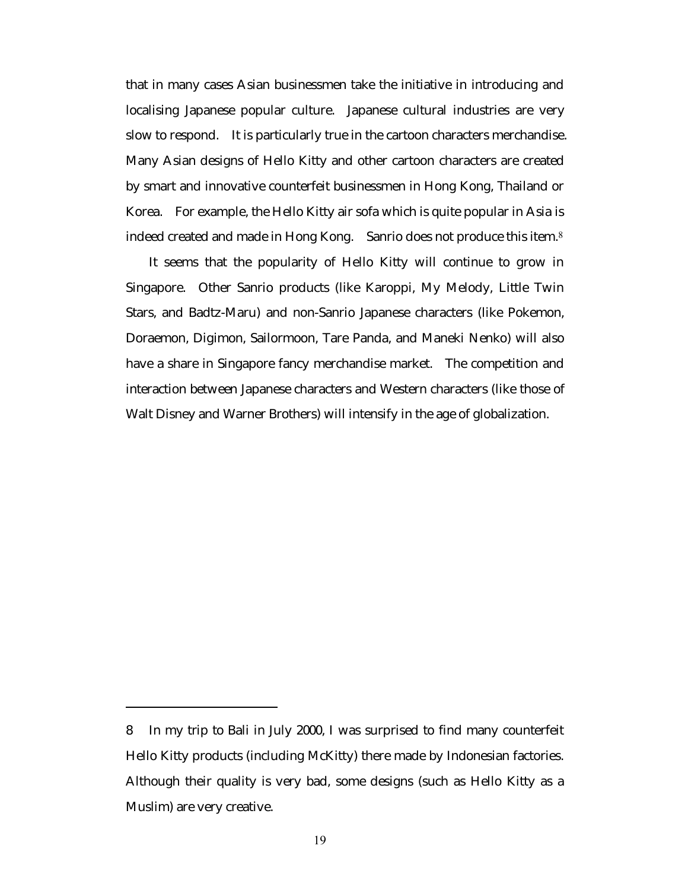that in many cases Asian businessmen take the initiative in introducing and localising Japanese popular culture. Japanese cultural industries are very slow to respond. It is particularly true in the cartoon characters merchandise. Many Asian designs of Hello Kitty and other cartoon characters are created by smart and innovative counterfeit businessmen in Hong Kong, Thailand or Korea. For example, the Hello Kitty air sofa which is quite popular in Asia is indeed created and made in Hong Kong. Sanrio does not produce this item.[8]

It seems that the popularity of Hello Kitty will continue to grow in Singapore. Other Sanrio products (like Karoppi, My Melody, Little Twin Stars, and Badtz-Maru) and non-Sanrio Japanese characters (like Pokemon, Doraemon, Digimon, Sailormoon, Tare Panda, and Maneki Nenko) will also have a share in Singapore fancy merchandise market. The competition and interaction between Japanese characters and Western characters (like those of Walt Disney and Warner Brothers) will intensify in the age of globalization.

---

8 In my trip to Bali in July 2000, I was surprised to find many counterfeit Hello Kitty products (including McKitty) there made by Indonesian factories. Although their quality is very bad, some designs (such as Hello Kitty as a Muslim) are very creative.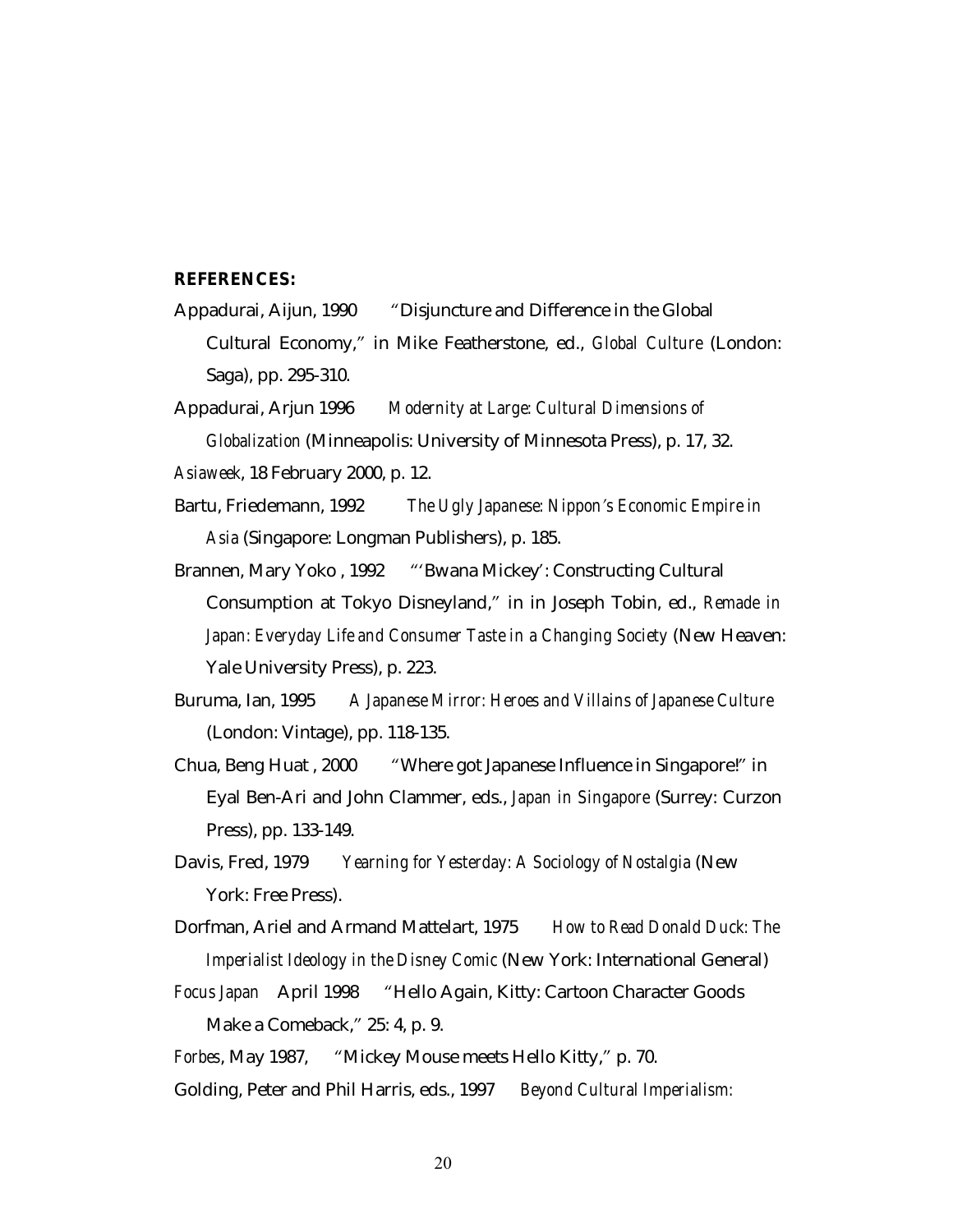**REFERENCES:**

Appadurai, Aijun, 1990 "Disjuncture and Difference in the Global Cultural Economy," in Mike Featherstone, ed., *Global Culture* (London: Saga), pp. 295-310.

Appadurai, Arjun 1996 *Modernity at Large: Cultural Dimensions of Globalization* (Minneapolis: University of Minnesota Press), p. 17, 32.

*Asiaweek*, 18 February 2000, p. 12.

Bartu, Friedemann, 1992 *The Ugly Japanese: Nippon's Economic Empire in Asia* (Singapore: Longman Publishers), p. 185.

Brannen, Mary Yoko , 1992 "'Bwana Mickey': Constructing Cultural Consumption at Tokyo Disneyland," in in Joseph Tobin, ed., *Remade in Japan: Everyday Life and Consumer Taste in a Changing Society* (New Heaven: Yale University Press), p. 223.

Buruma, Ian, 1995 *A Japanese Mirror: Heroes and Villains of Japanese Culture* (London: Vintage), pp. 118-135.

Chua, Beng Huat , 2000 "Where got Japanese Influence in Singapore!" in Eyal Ben-Ari and John Clammer, eds., *Japan in Singapore* (Surrey: Curzon Press), pp. 133-149.

Davis, Fred, 1979 *Yearning for Yesterday: A Sociology of Nostalgia* (New York: Free Press).

Dorfman, Ariel and Armand Mattelart, 1975 *How to Read Donald Duck: The Imperialist Ideology in the Disney Comic* (New York: International General)

*Focus Japan* April 1998 "Hello Again, Kitty: Cartoon Character Goods Make a Comeback," 25: 4, p. 9.

*Forbes*, May 1987, "Mickey Mouse meets Hello Kitty," p. 70.

Golding, Peter and Phil Harris, eds., 1997 *Beyond Cultural Imperialism:*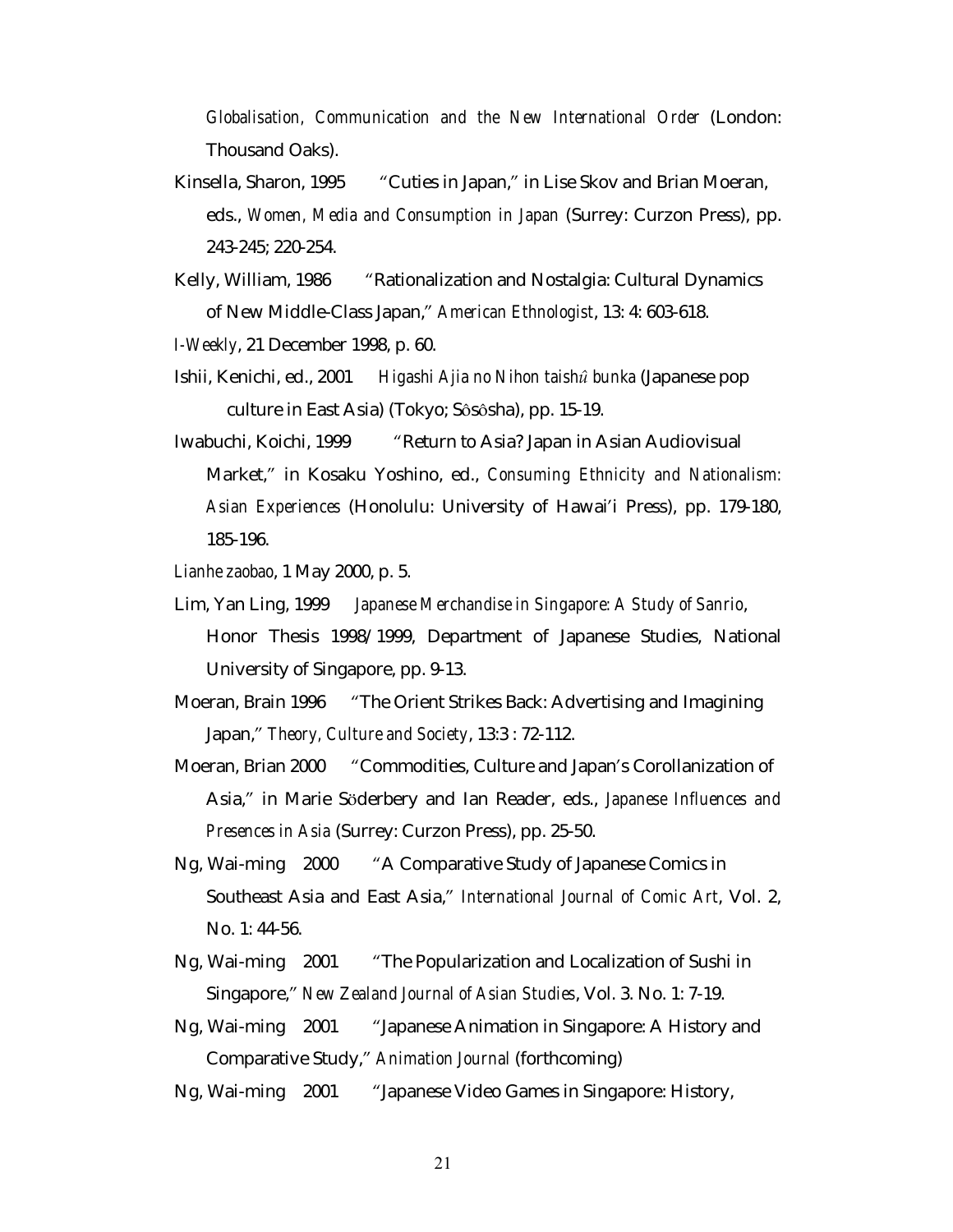*Globalisation, Communication and the New International Order* (London: Thousand Oaks).

Kinsella, Sharon, 1995 "Cuties in Japan," in Lise Skov and Brian Moeran, eds., *Women, Media and Consumption in Japan* (Surrey: Curzon Press), pp. 243-245; 220-254.

Kelly, William, 1986 "Rationalization and Nostalgia: Cultural Dynamics of New Middle-Class Japan," *American Ethnologist*, 13: 4: 603-618.

*I-Weekly*, 21 December 1998, p. 60.

Ishii, Kenichi, ed., 2001 *Higashi Ajia no Nihon taishû bunka* (Japanese pop culture in East Asia) (Tokyo; Sôsôsha), pp. 15-19.

Iwabuchi, Koichi, 1999 "Return to Asia? Japan in Asian Audiovisual Market," in Kosaku Yoshino, ed., *Consuming Ethnicity and Nationalism: Asian Experiences* (Honolulu: University of Hawai'i Press), pp. 179-180, 185-196.

*Lianhe zaobao*, 1 May 2000, p. 5.

Lim, Yan Ling, 1999 *Japanese Merchandise in Singapore: A Study of Sanrio*, Honor Thesis 1998/1999, Department of Japanese Studies, National University of Singapore, pp. 9-13.

Moeran, Brain 1996 "The Orient Strikes Back: Advertising and Imagining Japan," *Theory, Culture and Society*, 13:3 : 72-112.

Moeran, Brian 2000 "Commodities, Culture and Japan's Corollanization of Asia," in Marie Söderbery and Ian Reader, eds., *Japanese Influences and Presences in Asia* (Surrey: Curzon Press), pp. 25-50.

Ng, Wai-ming 2000 "A Comparative Study of Japanese Comics in Southeast Asia and East Asia," *International Journal of Comic Art*, Vol. 2, No. 1: 44-56.

Ng, Wai-ming 2001 "The Popularization and Localization of Sushi in Singapore," *New Zealand Journal of Asian Studies*, Vol. 3. No. 1: 7-19.

Ng, Wai-ming 2001 "Japanese Animation in Singapore: A History and Comparative Study," *Animation Journal* (forthcoming)

Ng, Wai-ming 2001 "Japanese Video Games in Singapore: History,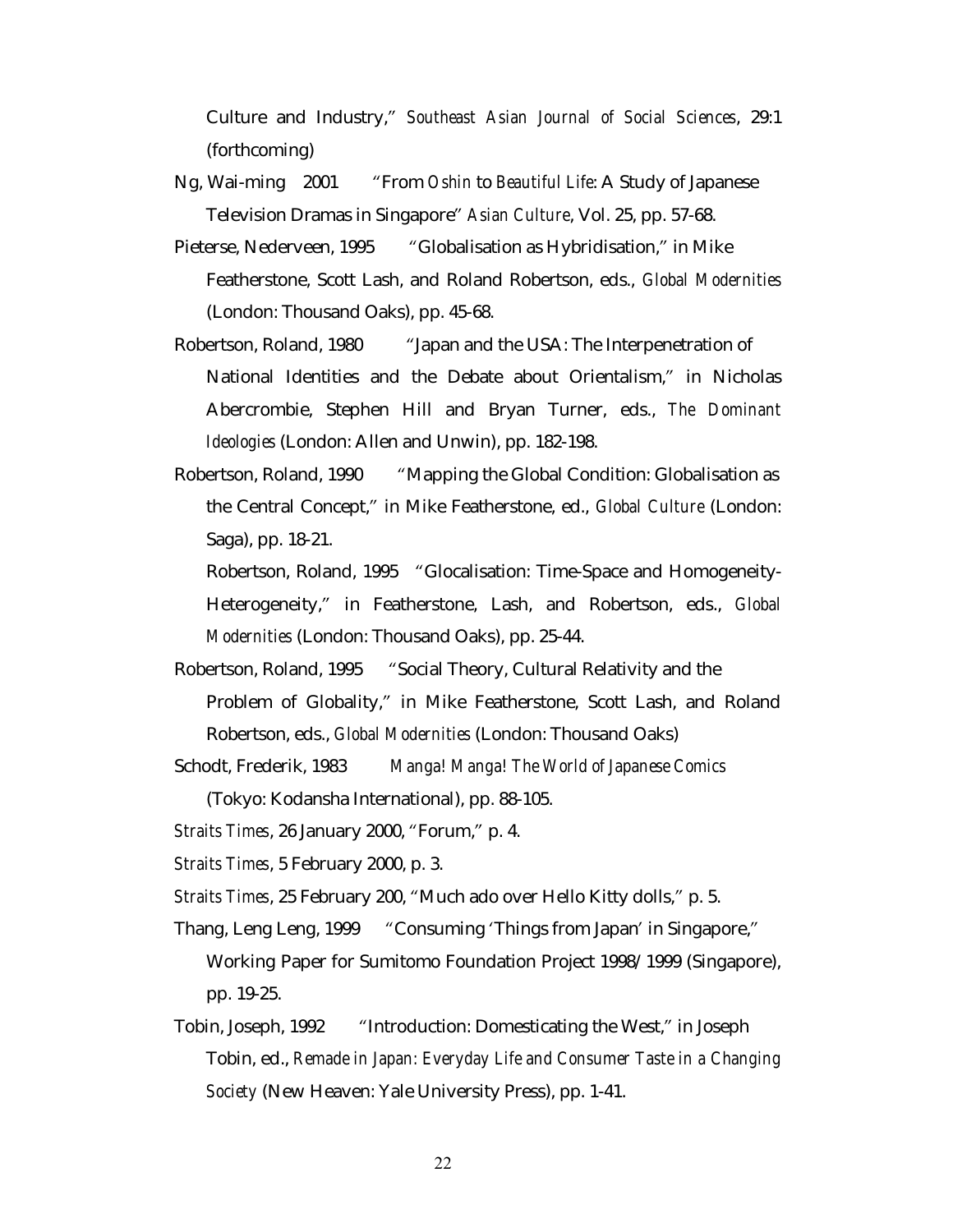Culture and Industry," *Southeast Asian Journal of Social Sciences*, 29:1 (forthcoming)

Ng, Wai-ming 2001 "From *Oshin* to *Beautiful Life*: A Study of Japanese Television Dramas in Singapore" *Asian Culture*, Vol. 25, pp. 57-68.

Pieterse, Nederveen, 1995 "Globalisation as Hybridisation," in Mike Featherstone, Scott Lash, and Roland Robertson, eds., *Global Modernities* (London: Thousand Oaks), pp. 45-68.

Robertson, Roland, 1980 "Japan and the USA: The Interpenetration of National Identities and the Debate about Orientalism," in Nicholas Abercrombie, Stephen Hill and Bryan Turner, eds., *The Dominant Ideologies* (London: Allen and Unwin), pp. 182-198.

Robertson, Roland, 1990 "Mapping the Global Condition: Globalisation as the Central Concept," in Mike Featherstone, ed., *Global Culture* (London: Saga), pp. 18-21.

Robertson, Roland, 1995 "Glocalisation: Time-Space and Homogeneity-Heterogeneity," in Featherstone, Lash, and Robertson, eds., *Global Modernities* (London: Thousand Oaks), pp. 25-44.

Robertson, Roland, 1995 "Social Theory, Cultural Relativity and the Problem of Globality," in Mike Featherstone, Scott Lash, and Roland Robertson, eds., *Global Modernities* (London: Thousand Oaks)

Schodt, Frederik, 1983 *Manga! Manga! The World of Japanese Comics* (Tokyo: Kodansha International), pp. 88-105.

*Straits Times*, 26 January 2000, "Forum," p. 4.

*Straits Times*, 5 February 2000, p. 3.

*Straits Times*, 25 February 200, "Much ado over Hello Kitty dolls," p. 5.

Thang, Leng Leng, 1999 "Consuming 'Things from Japan' in Singapore," Working Paper for Sumitomo Foundation Project 1998/1999 (Singapore), pp. 19-25.

Tobin, Joseph, 1992 "Introduction: Domesticating the West," in Joseph Tobin, ed., *Remade in Japan: Everyday Life and Consumer Taste in a Changing Society* (New Heaven: Yale University Press), pp. 1-41.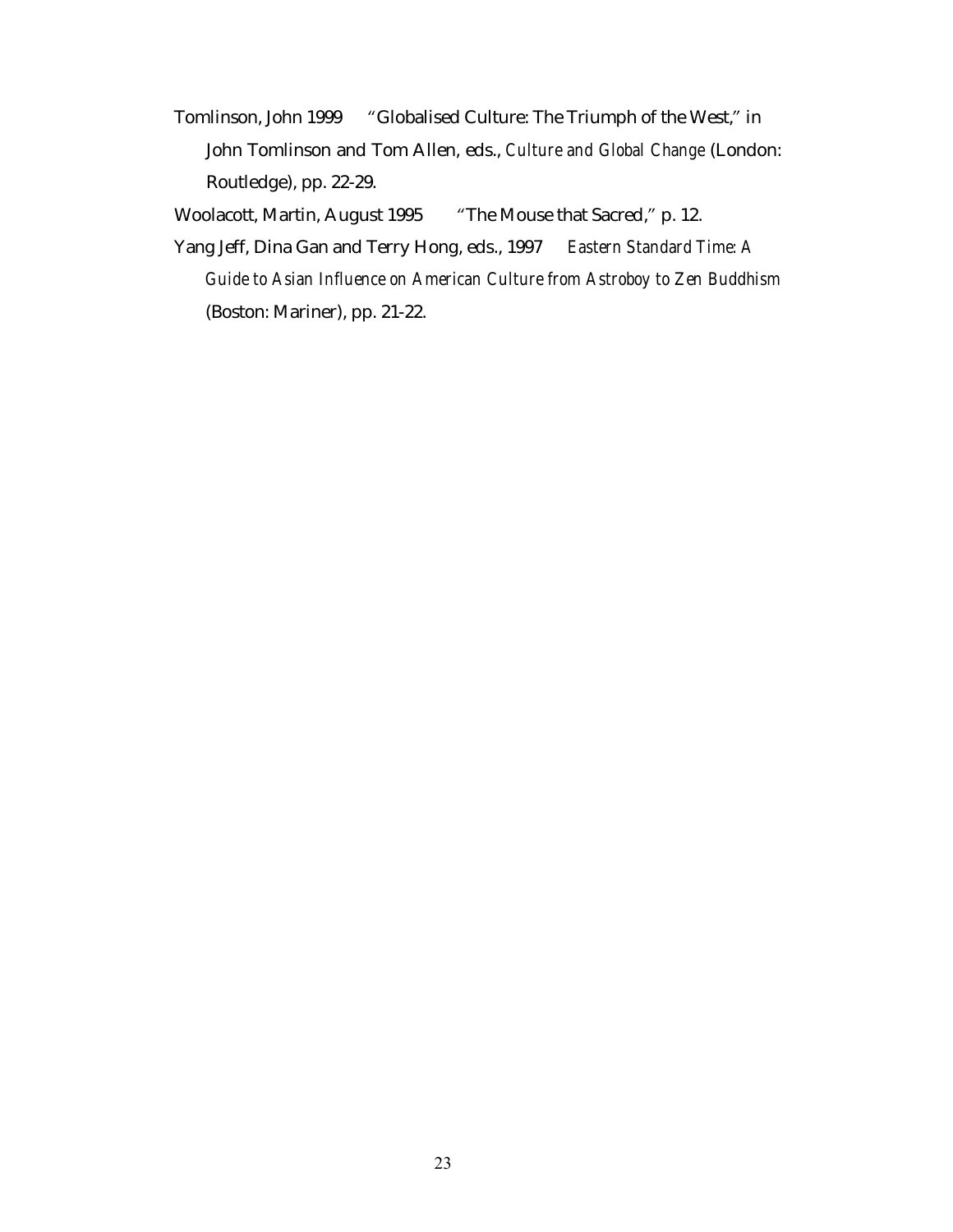Tomlinson, John 1999 "Globalised Culture: The Triumph of the West," in John Tomlinson and Tom Allen, eds., *Culture and Global Change* (London: Routledge), pp. 22-29.

Woolacott, Martin, August 1995 "The Mouse that Sacred," p. 12.

Yang Jeff, Dina Gan and Terry Hong, eds., 1997 *Eastern Standard Time: A Guide to Asian Influence on American Culture from Astroboy to Zen Buddhism* (Boston: Mariner), pp. 21-22.